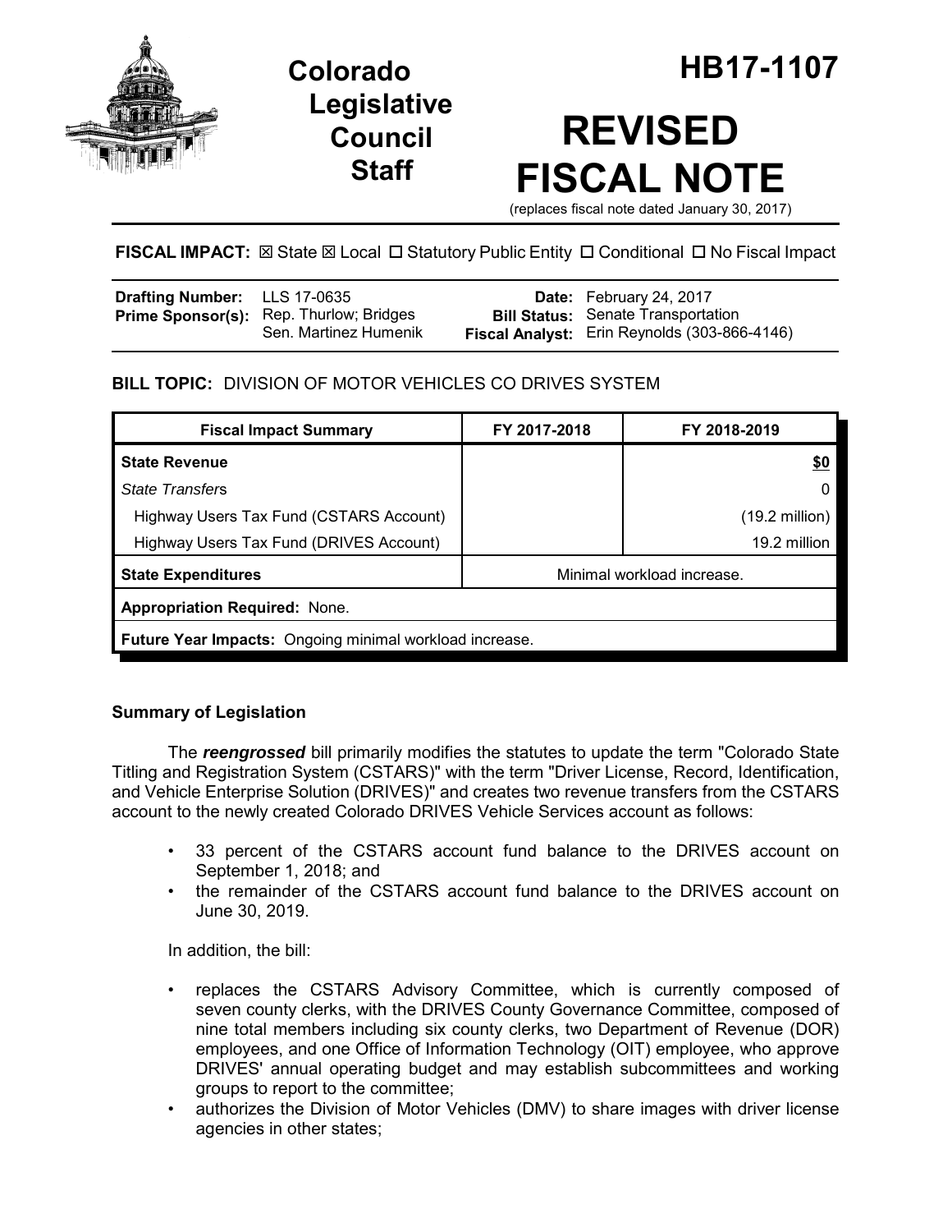# Colorado Legislative Council Staff

# HB17-1107

# REVISED FISCAL NOTE

(replaces fiscal note dated January 30, 2017)

**FISCAL IMPACT:** ☒ State ☒ Local ☐ Statutory Public Entity ☐ Conditional ☐ No Fiscal Impact

| | | | |
|---|---|---|---|
| **Drafting Number:** | LLS 17-0635 | **Date:** | February 24, 2017 |
| **Prime Sponsor(s):** | Rep. Thurlow; Bridges<br>Sen. Martinez Humenik | **Bill Status:** | Senate Transportation |
| | | **Fiscal Analyst:** | Erin Reynolds (303-866-4146) |

**BILL TOPIC:** DIVISION OF MOTOR VEHICLES CO DRIVES SYSTEM

| Fiscal Impact Summary | FY 2017-2018 | FY 2018-2019 |
|---|---|---|
| **State Revenue** | | **$0** |
| *State Transfers* | | 0 |
| Highway Users Tax Fund (CSTARS Account) | | (19.2 million) |
| Highway Users Tax Fund (DRIVES Account) | | 19.2 million |
| **State Expenditures** | Minimal workload increase. | |
| **Appropriation Required:** None. | | |
| **Future Year Impacts:** Ongoing minimal workload increase. | | |

## Summary of Legislation

The ***reengrossed*** bill primarily modifies the statutes to update the term "Colorado State Titling and Registration System (CSTARS)" with the term "Driver License, Record, Identification, and Vehicle Enterprise Solution (DRIVES)" and creates two revenue transfers from the CSTARS account to the newly created Colorado DRIVES Vehicle Services account as follows:

- 33 percent of the CSTARS account fund balance to the DRIVES account on September 1, 2018; and
- the remainder of the CSTARS account fund balance to the DRIVES account on June 30, 2019.

In addition, the bill:

- replaces the CSTARS Advisory Committee, which is currently composed of seven county clerks, with the DRIVES County Governance Committee, composed of nine total members including six county clerks, two Department of Revenue (DOR) employees, and one Office of Information Technology (OIT) employee, who approve DRIVES' annual operating budget and may establish subcommittees and working groups to report to the committee;
- authorizes the Division of Motor Vehicles (DMV) to share images with driver license agencies in other states;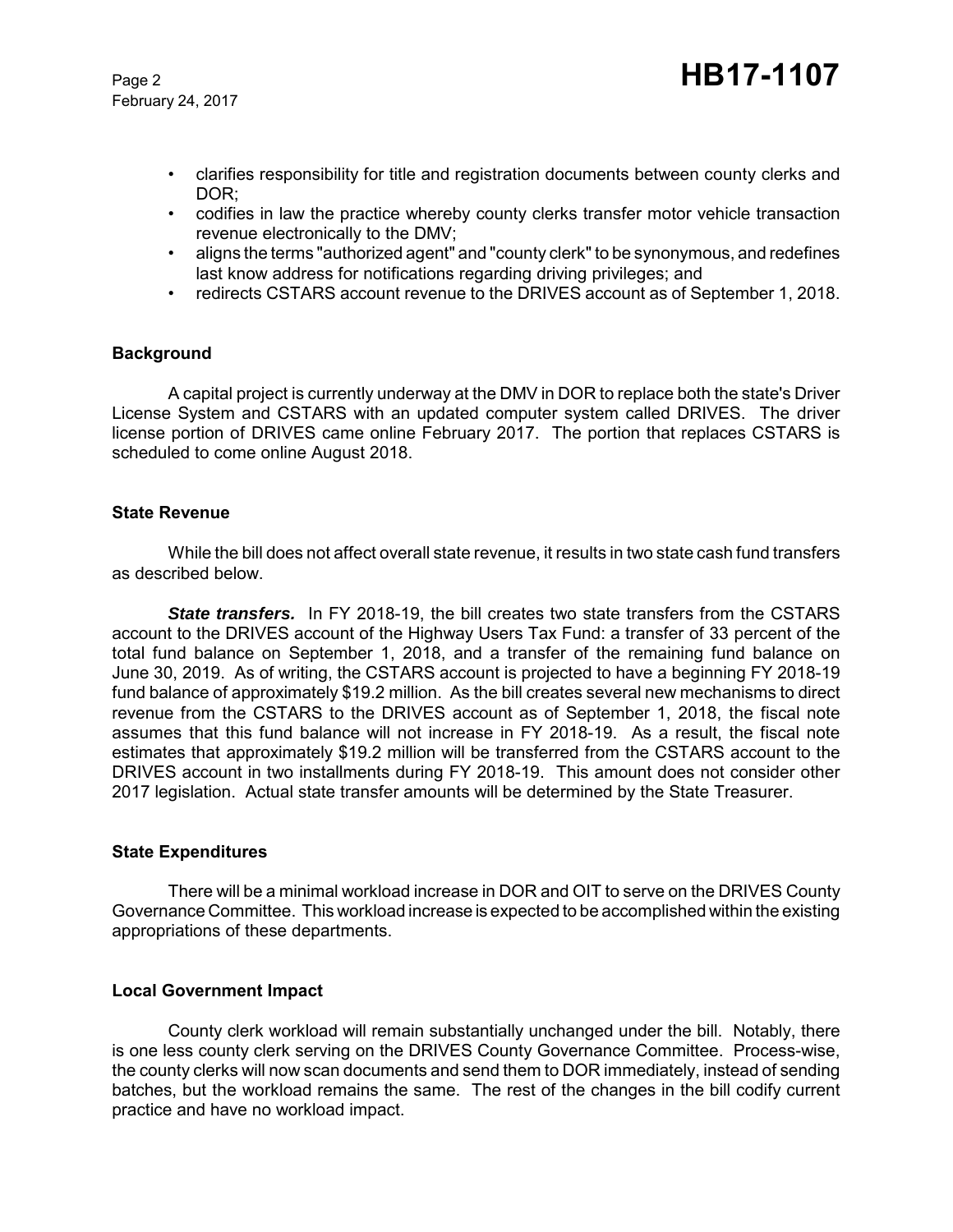- clarifies responsibility for title and registration documents between county clerks and DOR;
- codifies in law the practice whereby county clerks transfer motor vehicle transaction revenue electronically to the DMV;
- aligns the terms "authorized agent" and "county clerk" to be synonymous, and redefines last know address for notifications regarding driving privileges; and
- redirects CSTARS account revenue to the DRIVES account as of September 1, 2018.

## Background

A capital project is currently underway at the DMV in DOR to replace both the state's Driver License System and CSTARS with an updated computer system called DRIVES. The driver license portion of DRIVES came online February 2017. The portion that replaces CSTARS is scheduled to come online August 2018.

## State Revenue

While the bill does not affect overall state revenue, it results in two state cash fund transfers as described below.

***State transfers.*** In FY 2018-19, the bill creates two state transfers from the CSTARS account to the DRIVES account of the Highway Users Tax Fund: a transfer of 33 percent of the total fund balance on September 1, 2018, and a transfer of the remaining fund balance on June 30, 2019. As of writing, the CSTARS account is projected to have a beginning FY 2018-19 fund balance of approximately $19.2 million. As the bill creates several new mechanisms to direct revenue from the CSTARS to the DRIVES account as of September 1, 2018, the fiscal note assumes that this fund balance will not increase in FY 2018-19. As a result, the fiscal note estimates that approximately $19.2 million will be transferred from the CSTARS account to the DRIVES account in two installments during FY 2018-19. This amount does not consider other 2017 legislation. Actual state transfer amounts will be determined by the State Treasurer.

## State Expenditures

There will be a minimal workload increase in DOR and OIT to serve on the DRIVES County Governance Committee. This workload increase is expected to be accomplished within the existing appropriations of these departments.

## Local Government Impact

County clerk workload will remain substantially unchanged under the bill. Notably, there is one less county clerk serving on the DRIVES County Governance Committee. Process-wise, the county clerks will now scan documents and send them to DOR immediately, instead of sending batches, but the workload remains the same. The rest of the changes in the bill codify current practice and have no workload impact.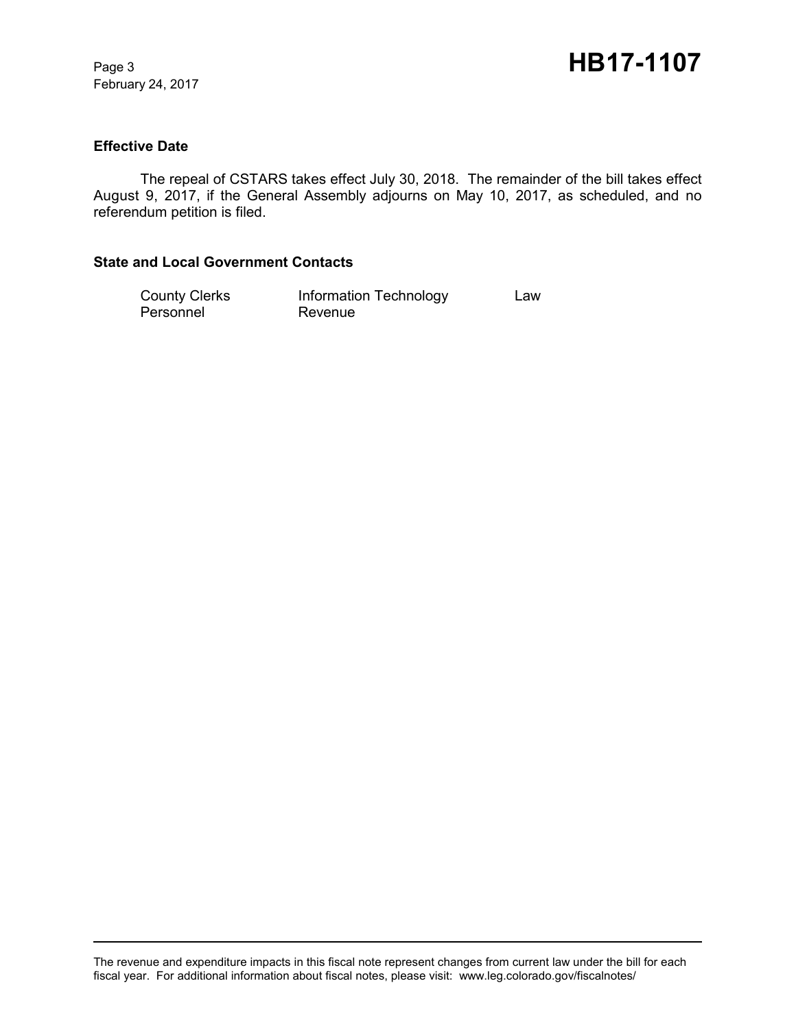**Effective Date**

The repeal of CSTARS takes effect July 30, 2018. The remainder of the bill takes effect August 9, 2017, if the General Assembly adjourns on May 10, 2017, as scheduled, and no referendum petition is filed.

**State and Local Government Contacts**

| | | |
|---|---|---|
| County Clerks | Information Technology | Law |
| Personnel | Revenue | |

The revenue and expenditure impacts in this fiscal note represent changes from current law under the bill for each fiscal year. For additional information about fiscal notes, please visit: www.leg.colorado.gov/fiscalnotes/